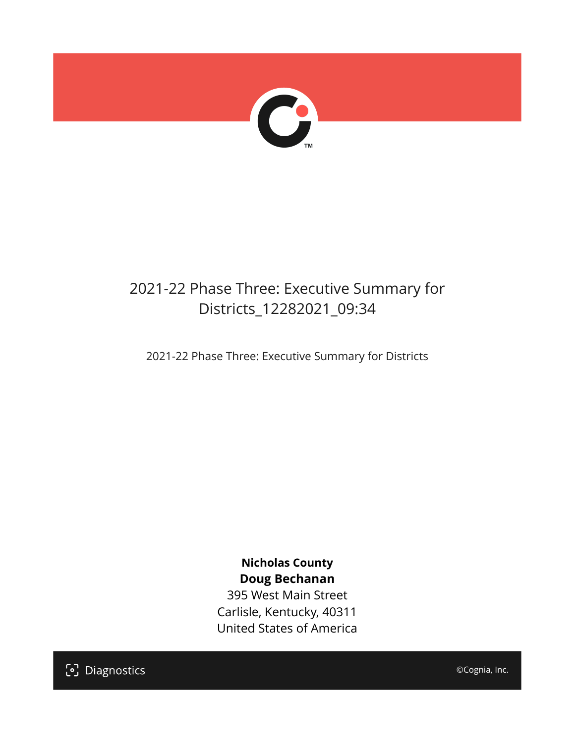# 2021-22 Phase Three: Executive Summary for Districts_12282021_09:34

2021-22 Phase Three: Executive Summary for Districts

**Nicholas County**
**Doug Bechanan**
395 West Main Street
Carlisle, Kentucky, 40311
United States of America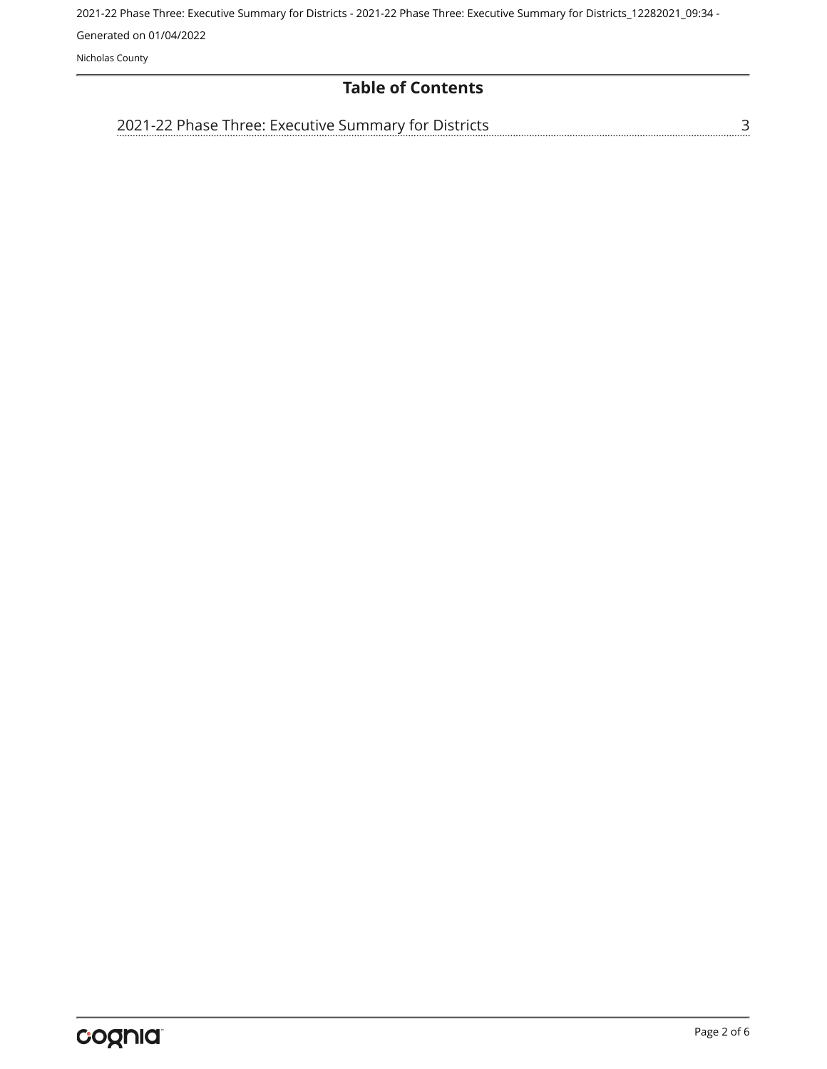# Table of Contents

2021-22 Phase Three: Executive Summary for Districts ........ 3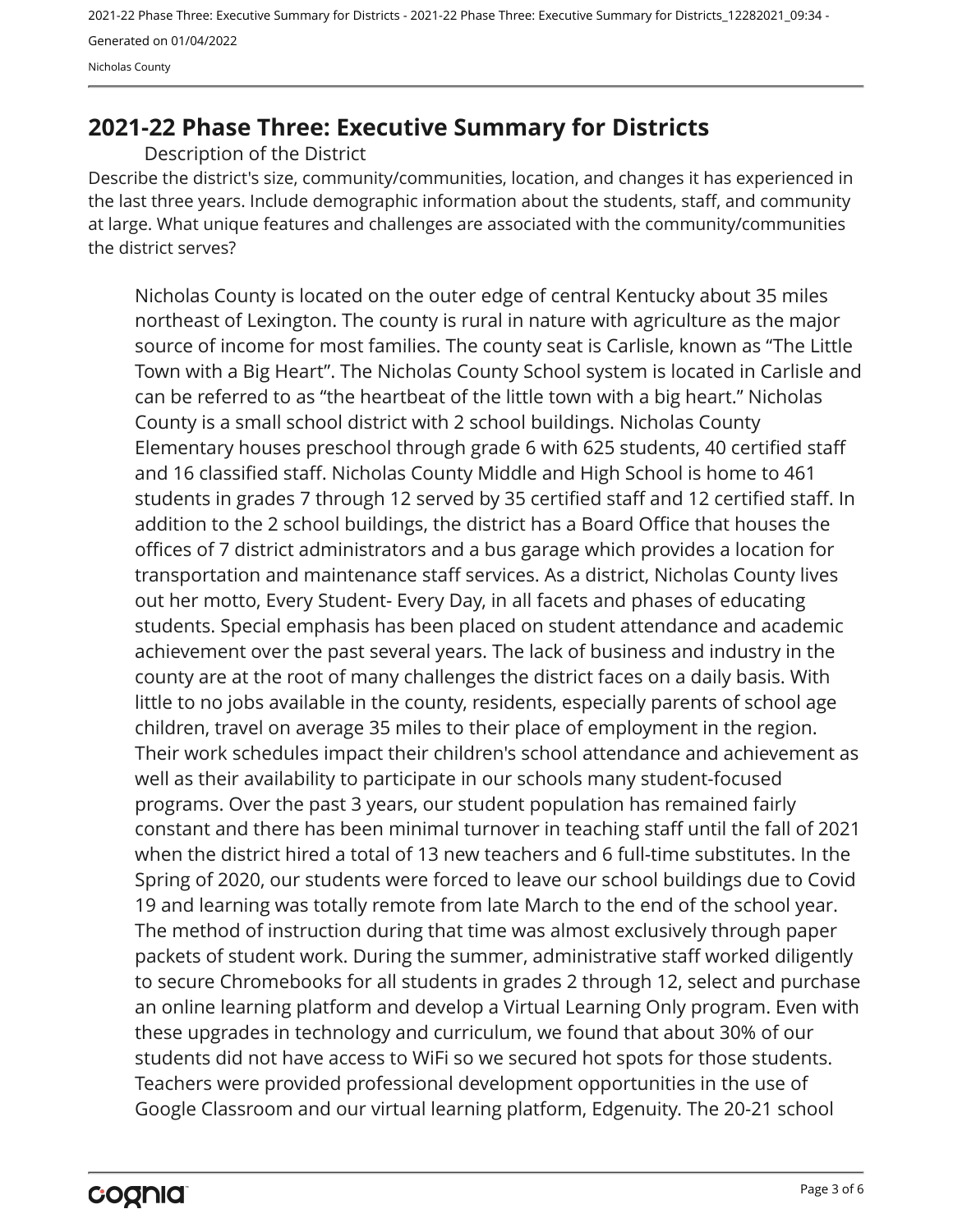## 2021-22 Phase Three: Executive Summary for Districts

### Description of the District

Describe the district's size, community/communities, location, and changes it has experienced in the last three years. Include demographic information about the students, staff, and community at large. What unique features and challenges are associated with the community/communities the district serves?

Nicholas County is located on the outer edge of central Kentucky about 35 miles northeast of Lexington. The county is rural in nature with agriculture as the major source of income for most families. The county seat is Carlisle, known as "The Little Town with a Big Heart". The Nicholas County School system is located in Carlisle and can be referred to as "the heartbeat of the little town with a big heart." Nicholas County is a small school district with 2 school buildings. Nicholas County Elementary houses preschool through grade 6 with 625 students, 40 certified staff and 16 classified staff. Nicholas County Middle and High School is home to 461 students in grades 7 through 12 served by 35 certified staff and 12 certified staff. In addition to the 2 school buildings, the district has a Board Office that houses the offices of 7 district administrators and a bus garage which provides a location for transportation and maintenance staff services. As a district, Nicholas County lives out her motto, Every Student- Every Day, in all facets and phases of educating students. Special emphasis has been placed on student attendance and academic achievement over the past several years. The lack of business and industry in the county are at the root of many challenges the district faces on a daily basis. With little to no jobs available in the county, residents, especially parents of school age children, travel on average 35 miles to their place of employment in the region. Their work schedules impact their children's school attendance and achievement as well as their availability to participate in our schools many student-focused programs. Over the past 3 years, our student population has remained fairly constant and there has been minimal turnover in teaching staff until the fall of 2021 when the district hired a total of 13 new teachers and 6 full-time substitutes. In the Spring of 2020, our students were forced to leave our school buildings due to Covid 19 and learning was totally remote from late March to the end of the school year. The method of instruction during that time was almost exclusively through paper packets of student work. During the summer, administrative staff worked diligently to secure Chromebooks for all students in grades 2 through 12, select and purchase an online learning platform and develop a Virtual Learning Only program. Even with these upgrades in technology and curriculum, we found that about 30% of our students did not have access to WiFi so we secured hot spots for those students. Teachers were provided professional development opportunities in the use of Google Classroom and our virtual learning platform, Edgenuity. The 20-21 school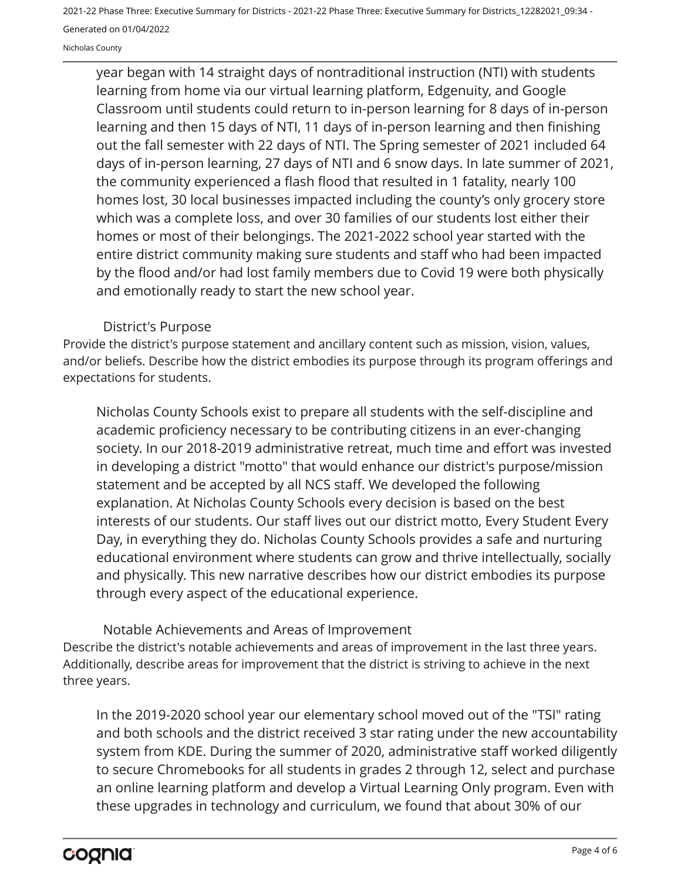year began with 14 straight days of nontraditional instruction (NTI) with students learning from home via our virtual learning platform, Edgenuity, and Google Classroom until students could return to in-person learning for 8 days of in-person learning and then 15 days of NTI, 11 days of in-person learning and then finishing out the fall semester with 22 days of NTI. The Spring semester of 2021 included 64 days of in-person learning, 27 days of NTI and 6 snow days. In late summer of 2021, the community experienced a flash flood that resulted in 1 fatality, nearly 100 homes lost, 30 local businesses impacted including the county's only grocery store which was a complete loss, and over 30 families of our students lost either their homes or most of their belongings. The 2021-2022 school year started with the entire district community making sure students and staff who had been impacted by the flood and/or had lost family members due to Covid 19 were both physically and emotionally ready to start the new school year.

## District's Purpose

Provide the district's purpose statement and ancillary content such as mission, vision, values, and/or beliefs. Describe how the district embodies its purpose through its program offerings and expectations for students.

Nicholas County Schools exist to prepare all students with the self-discipline and academic proficiency necessary to be contributing citizens in an ever-changing society. In our 2018-2019 administrative retreat, much time and effort was invested in developing a district "motto" that would enhance our district's purpose/mission statement and be accepted by all NCS staff. We developed the following explanation. At Nicholas County Schools every decision is based on the best interests of our students. Our staff lives out our district motto, Every Student Every Day, in everything they do. Nicholas County Schools provides a safe and nurturing educational environment where students can grow and thrive intellectually, socially and physically. This new narrative describes how our district embodies its purpose through every aspect of the educational experience.

## Notable Achievements and Areas of Improvement

Describe the district's notable achievements and areas of improvement in the last three years. Additionally, describe areas for improvement that the district is striving to achieve in the next three years.

In the 2019-2020 school year our elementary school moved out of the "TSI" rating and both schools and the district received 3 star rating under the new accountability system from KDE. During the summer of 2020, administrative staff worked diligently to secure Chromebooks for all students in grades 2 through 12, select and purchase an online learning platform and develop a Virtual Learning Only program. Even with these upgrades in technology and curriculum, we found that about 30% of our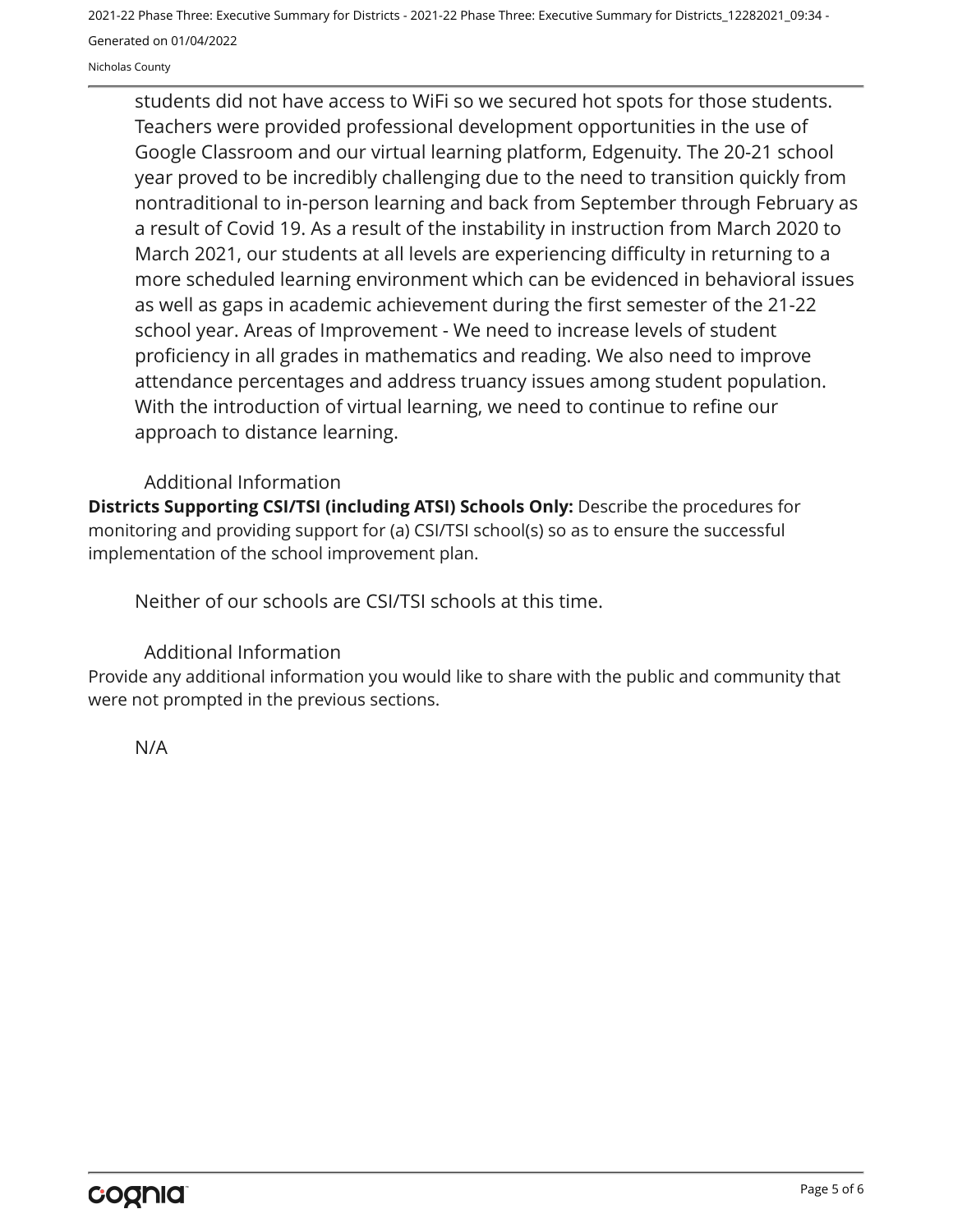students did not have access to WiFi so we secured hot spots for those students. Teachers were provided professional development opportunities in the use of Google Classroom and our virtual learning platform, Edgenuity. The 20-21 school year proved to be incredibly challenging due to the need to transition quickly from nontraditional to in-person learning and back from September through February as a result of Covid 19. As a result of the instability in instruction from March 2020 to March 2021, our students at all levels are experiencing difficulty in returning to a more scheduled learning environment which can be evidenced in behavioral issues as well as gaps in academic achievement during the first semester of the 21-22 school year. Areas of Improvement - We need to increase levels of student proficiency in all grades in mathematics and reading. We also need to improve attendance percentages and address truancy issues among student population. With the introduction of virtual learning, we need to continue to refine our approach to distance learning.

### Additional Information

**Districts Supporting CSI/TSI (including ATSI) Schools Only:** Describe the procedures for monitoring and providing support for (a) CSI/TSI school(s) so as to ensure the successful implementation of the school improvement plan.

Neither of our schools are CSI/TSI schools at this time.

### Additional Information

Provide any additional information you would like to share with the public and community that were not prompted in the previous sections.

N/A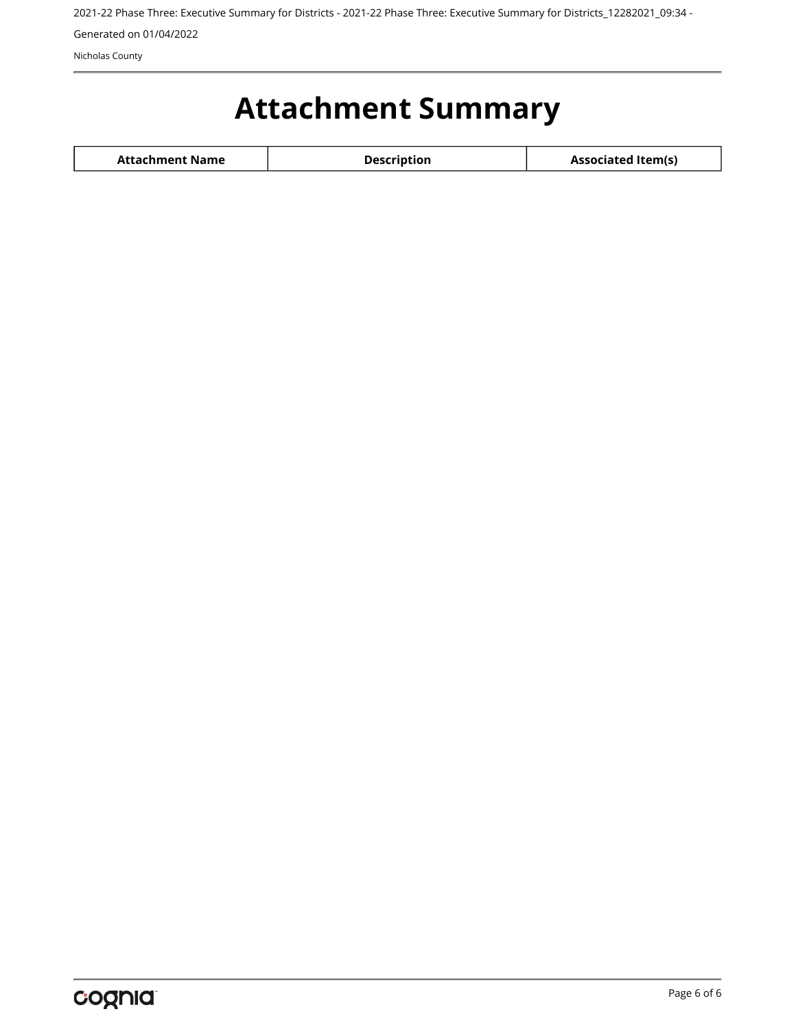# Attachment Summary

| Attachment Name | Description | Associated Item(s) |
| --- | --- | --- |